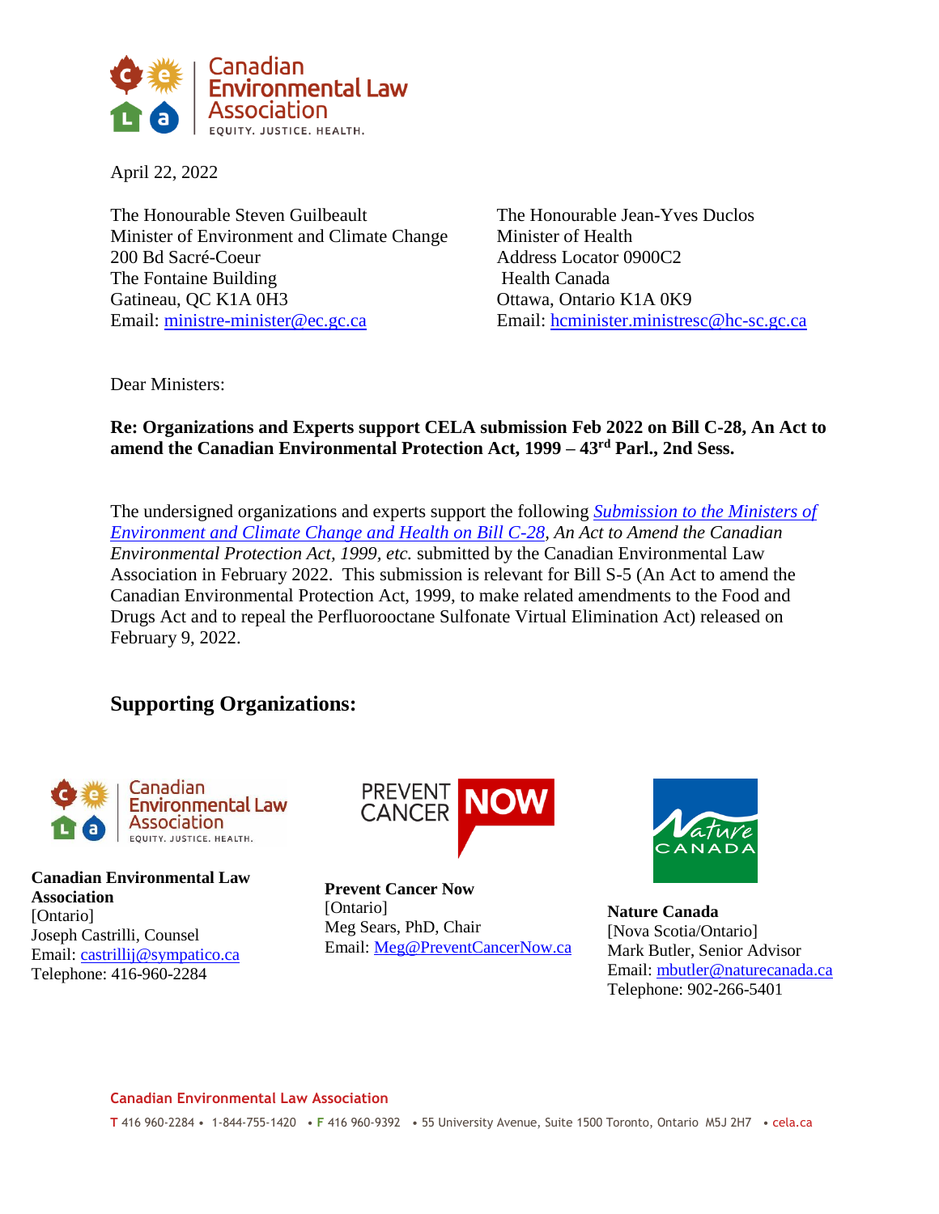April 22, 2022

The Honourable Steven Guilbeault
Minister of Environment and Climate Change
200 Bd Sacré-Coeur
The Fontaine Building
Gatineau, QC K1A 0H3
Email: ministre-minister@ec.gc.ca

The Honourable Jean-Yves Duclos
Minister of Health
Address Locator 0900C2
Health Canada
Ottawa, Ontario K1A 0K9
Email: hcminister.ministresc@hc-sc.gc.ca

Dear Ministers:

**Re: Organizations and Experts support CELA submission Feb 2022 on Bill C-28, An Act to amend the Canadian Environmental Protection Act, 1999 – 43rd Parl., 2nd Sess.**

The undersigned organizations and experts support the following *Submission to the Ministers of Environment and Climate Change and Health on Bill C-28, An Act to Amend the Canadian Environmental Protection Act, 1999, etc.* submitted by the Canadian Environmental Law Association in February 2022. This submission is relevant for Bill S-5 (An Act to amend the Canadian Environmental Protection Act, 1999, to make related amendments to the Food and Drugs Act and to repeal the Perfluorooctane Sulfonate Virtual Elimination Act) released on February 9, 2022.

## Supporting Organizations:

**Canadian Environmental Law Association**
[Ontario]
Joseph Castrilli, Counsel
Email: castrillij@sympatico.ca
Telephone: 416-960-2284

**Prevent Cancer Now**
[Ontario]
Meg Sears, PhD, Chair
Email: Meg@PreventCancerNow.ca

**Nature Canada**
[Nova Scotia/Ontario]
Mark Butler, Senior Advisor
Email: mbutler@naturecanada.ca
Telephone: 902-266-5401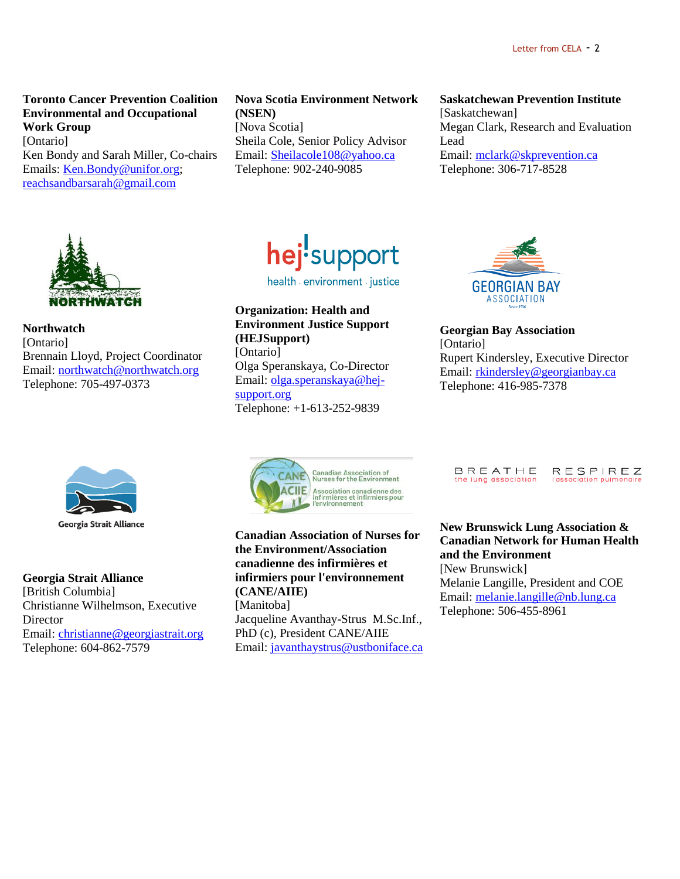**Toronto Cancer Prevention Coalition Environmental and Occupational Work Group**
[Ontario]
Ken Bondy and Sarah Miller, Co-chairs
Emails: Ken.Bondy@unifor.org; reachsandbarsarah@gmail.com

**Nova Scotia Environment Network (NSEN)**
[Nova Scotia]
Sheila Cole, Senior Policy Advisor
Email: Sheilacole108@yahoo.ca
Telephone: 902-240-9085

**Saskatchewan Prevention Institute**
[Saskatchewan]
Megan Clark, Research and Evaluation Lead
Email: mclark@skprevention.ca
Telephone: 306-717-8528

**Northwatch**
[Ontario]
Brennain Lloyd, Project Coordinator
Email: northwatch@northwatch.org
Telephone: 705-497-0373

**Organization: Health and Environment Justice Support (HEJSupport)**
[Ontario]
Olga Speranskaya, Co-Director
Email: olga.speranskaya@hej-support.org
Telephone: +1-613-252-9839

**Georgian Bay Association**
[Ontario]
Rupert Kindersley, Executive Director
Email: rkindersley@georgianbay.ca
Telephone: 416-985-7378

**Georgia Strait Alliance**
[British Columbia]
Christianne Wilhelmson, Executive Director
Email: christianne@georgiastrait.org
Telephone: 604-862-7579

**Canadian Association of Nurses for the Environment/Association canadienne des infirmières et infirmiers pour l'environnement (CANE/AIIE)**
[Manitoba]
Jacqueline Avanthay-Strus M.Sc.Inf., PhD (c), President CANE/AIIE
Email: javanthaystrus@ustboniface.ca

**New Brunswick Lung Association & Canadian Network for Human Health and the Environment**
[New Brunswick]
Melanie Langille, President and COE
Email: melanie.langille@nb.lung.ca
Telephone: 506-455-8961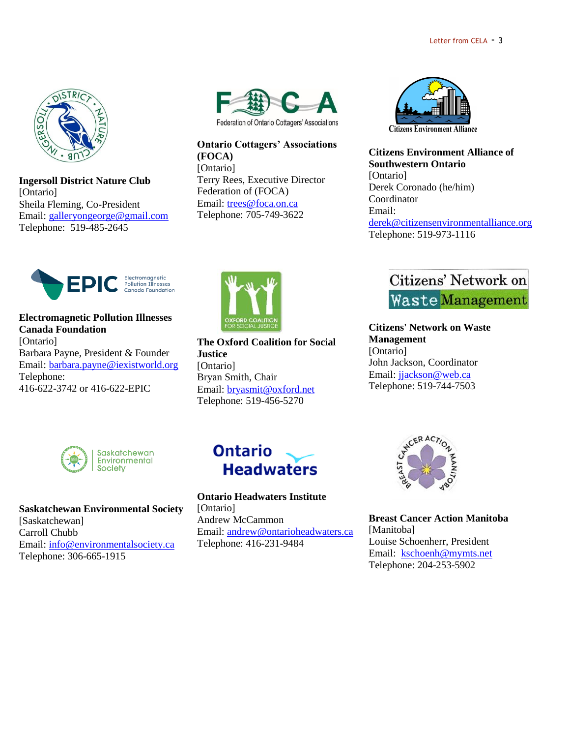**Ingersoll District Nature Club**
[Ontario]
Sheila Fleming, Co-President
Email: galleryongeorge@gmail.com
Telephone: 519-485-2645

**Ontario Cottagers' Associations (FOCA)**
[Ontario]
Terry Rees, Executive Director
Federation of (FOCA)
Email: trees@foca.on.ca
Telephone: 705-749-3622

**Citizens Environment Alliance of Southwestern Ontario**
[Ontario]
Derek Coronado (he/him)
Coordinator
Email: derek@citizensenvironmentalliance.org
Telephone: 519-973-1116

**Electromagnetic Pollution Illnesses Canada Foundation**
[Ontario]
Barbara Payne, President & Founder
Email: barbara.payne@iexistworld.org
Telephone:
416-622-3742 or 416-622-EPIC

**The Oxford Coalition for Social Justice**
[Ontario]
Bryan Smith, Chair
Email: bryasmit@oxford.net
Telephone: 519-456-5270

**Citizens' Network on Waste Management**
[Ontario]
John Jackson, Coordinator
Email: jjackson@web.ca
Telephone: 519-744-7503

**Saskatchewan Environmental Society**
[Saskatchewan]
Carroll Chubb
Email: info@environmentalsociety.ca
Telephone: 306-665-1915

**Ontario Headwaters Institute**
[Ontario]
Andrew McCammon
Email: andrew@ontarioheadwaters.ca
Telephone: 416-231-9484

**Breast Cancer Action Manitoba**
[Manitoba]
Louise Schoenherr, President
Email: kschoenh@mymts.net
Telephone: 204-253-5902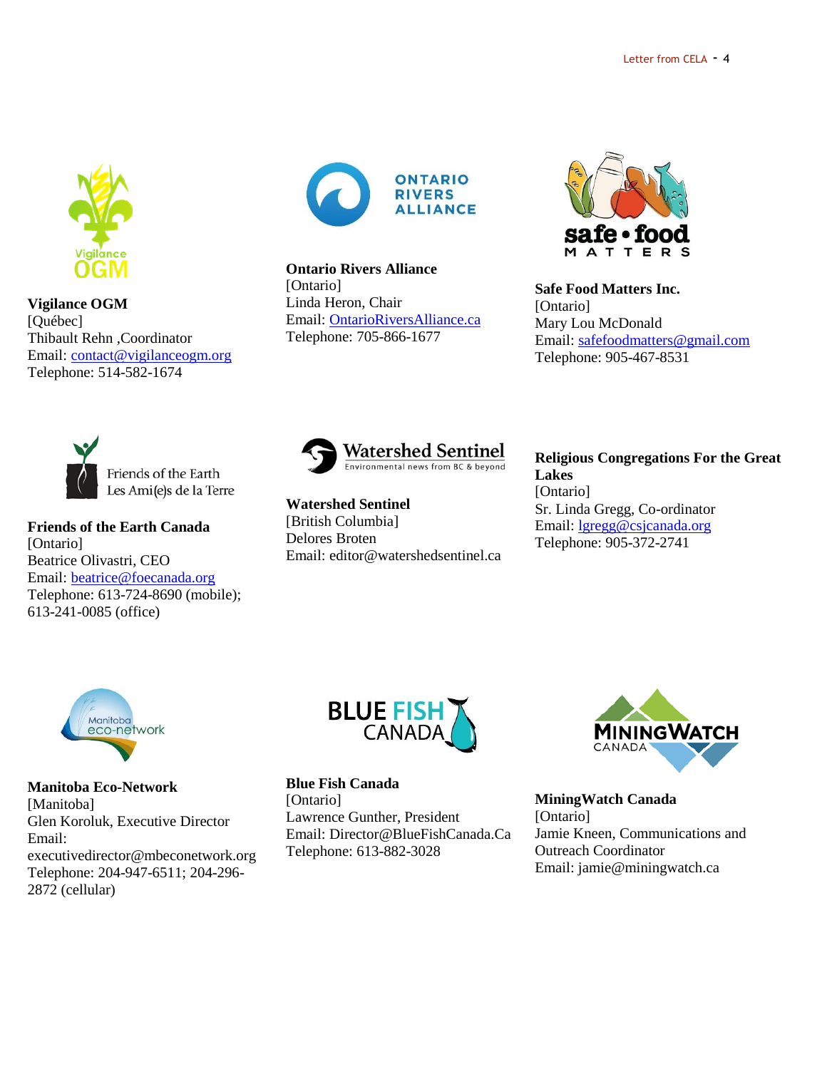**Vigilance OGM**
[Québec]
Thibault Rehn ,Coordinator
Email: contact@vigilanceogm.org
Telephone: 514-582-1674

**Ontario Rivers Alliance**
[Ontario]
Linda Heron, Chair
Email: OntarioRiversAlliance.ca
Telephone: 705-866-1677

**Safe Food Matters Inc.**
[Ontario]
Mary Lou McDonald
Email: safefoodmatters@gmail.com
Telephone: 905-467-8531

**Friends of the Earth Canada**
[Ontario]
Beatrice Olivastri, CEO
Email: beatrice@foecanada.org
Telephone: 613-724-8690 (mobile); 613-241-0085 (office)

**Watershed Sentinel**
[British Columbia]
Delores Broten
Email: editor@watershedsentinel.ca

**Religious Congregations For the Great Lakes**
[Ontario]
Sr. Linda Gregg, Co-ordinator
Email: lgregg@csjcanada.org
Telephone: 905-372-2741

**Manitoba Eco-Network**
[Manitoba]
Glen Koroluk, Executive Director
Email: executivedirector@mbeconetwork.org
Telephone: 204-947-6511; 204-296-2872 (cellular)

**Blue Fish Canada**
[Ontario]
Lawrence Gunther, President
Email: Director@BlueFishCanada.Ca
Telephone: 613-882-3028

**MiningWatch Canada**
[Ontario]
Jamie Kneen, Communications and Outreach Coordinator
Email: jamie@miningwatch.ca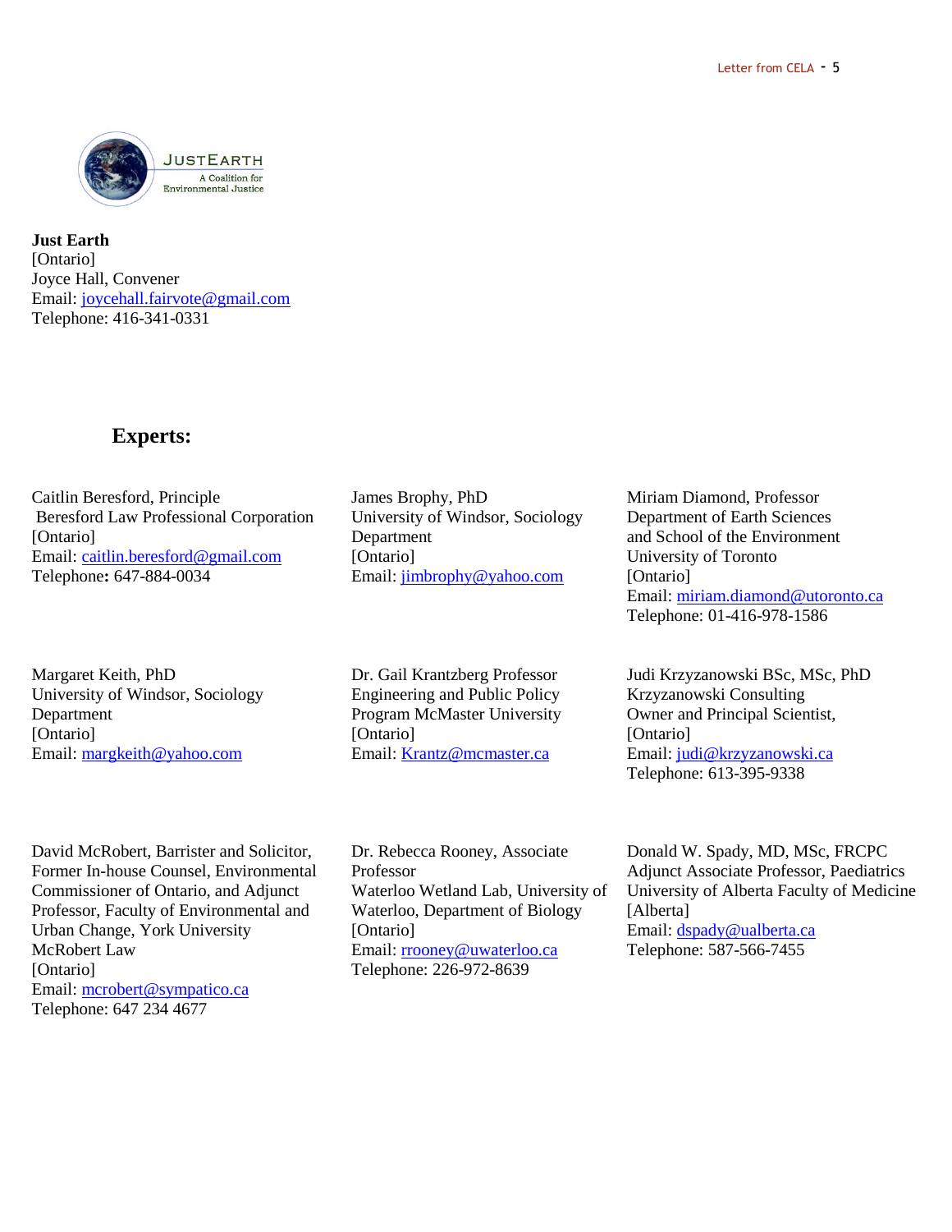**Just Earth**
[Ontario]
Joyce Hall, Convener
Email: joycehall.fairvote@gmail.com
Telephone: 416-341-0331

## Experts:

Caitlin Beresford, Principle
Beresford Law Professional Corporation
[Ontario]
Email: caitlin.beresford@gmail.com
Telephone**:** 647-884-0034

James Brophy, PhD
University of Windsor, Sociology Department
[Ontario]
Email: jimbrophy@yahoo.com

Miriam Diamond, Professor
Department of Earth Sciences and School of the Environment
University of Toronto
[Ontario]
Email: miriam.diamond@utoronto.ca
Telephone: 01-416-978-1586

Margaret Keith, PhD
University of Windsor, Sociology Department
[Ontario]
Email: margkeith@yahoo.com

Dr. Gail Krantzberg Professor
Engineering and Public Policy Program McMaster University
[Ontario]
Email: Krantz@mcmaster.ca

Judi Krzyzanowski BSc, MSc, PhD
Krzyzanowski Consulting
Owner and Principal Scientist,
[Ontario]
Email: judi@krzyzanowski.ca
Telephone: 613-395-9338

David McRobert, Barrister and Solicitor, Former In-house Counsel, Environmental Commissioner of Ontario, and Adjunct Professor, Faculty of Environmental and Urban Change, York University
McRobert Law
[Ontario]
Email: mcrobert@sympatico.ca
Telephone: 647 234 4677

Dr. Rebecca Rooney, Associate Professor
Waterloo Wetland Lab, University of Waterloo, Department of Biology
[Ontario]
Email: rrooney@uwaterloo.ca
Telephone: 226-972-8639

Donald W. Spady, MD, MSc, FRCPC
Adjunct Associate Professor, Paediatrics
University of Alberta Faculty of Medicine
[Alberta]
Email: dspady@ualberta.ca
Telephone: 587-566-7455